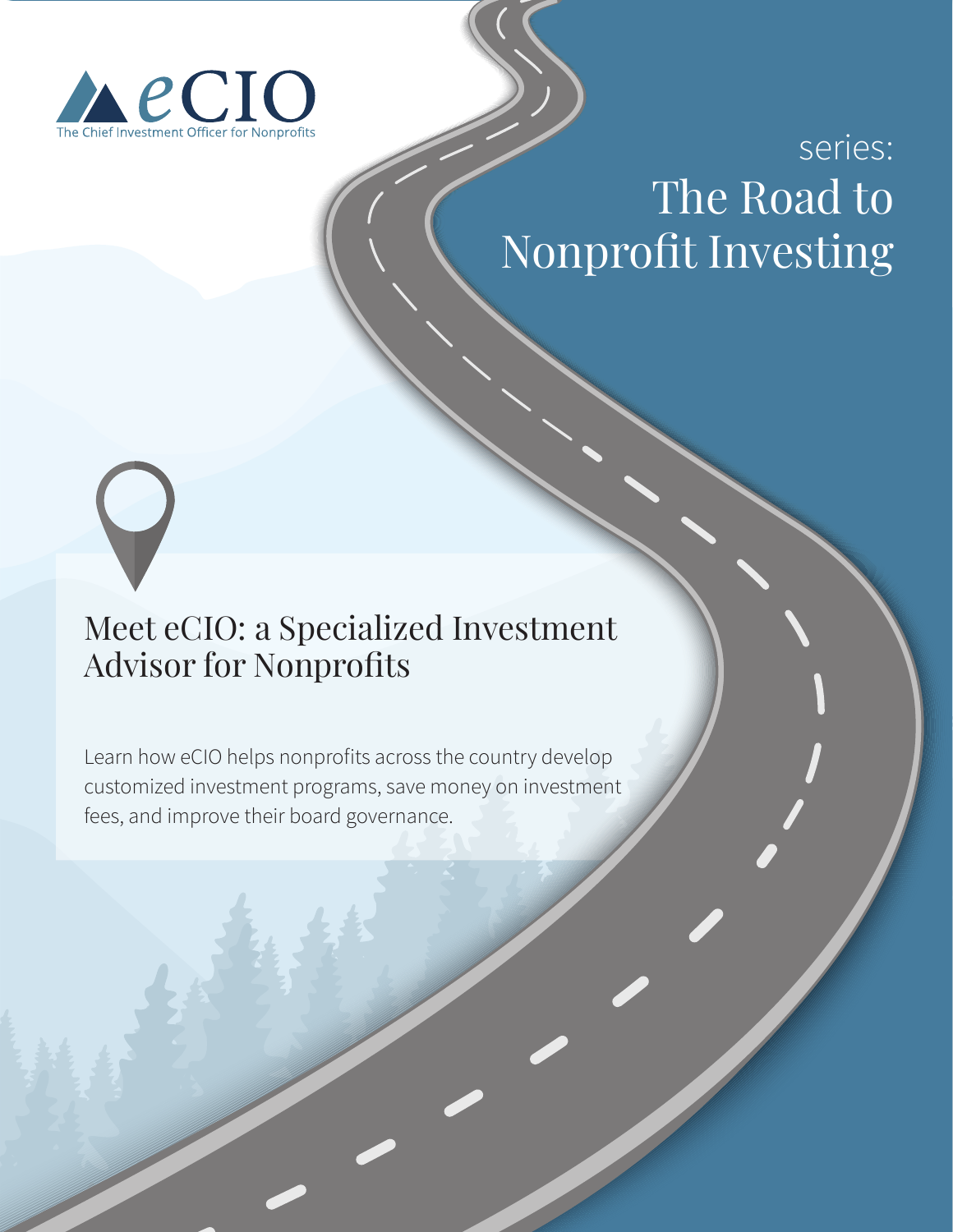eCIO

The Chief Investment Officer for Nonprofits

series:

# The Road to Nonprofit Investing

## Meet eCIO: a Specialized Investment Advisor for Nonprofits

Learn how eCIO helps nonprofits across the country develop customized investment programs, save money on investment fees, and improve their board governance.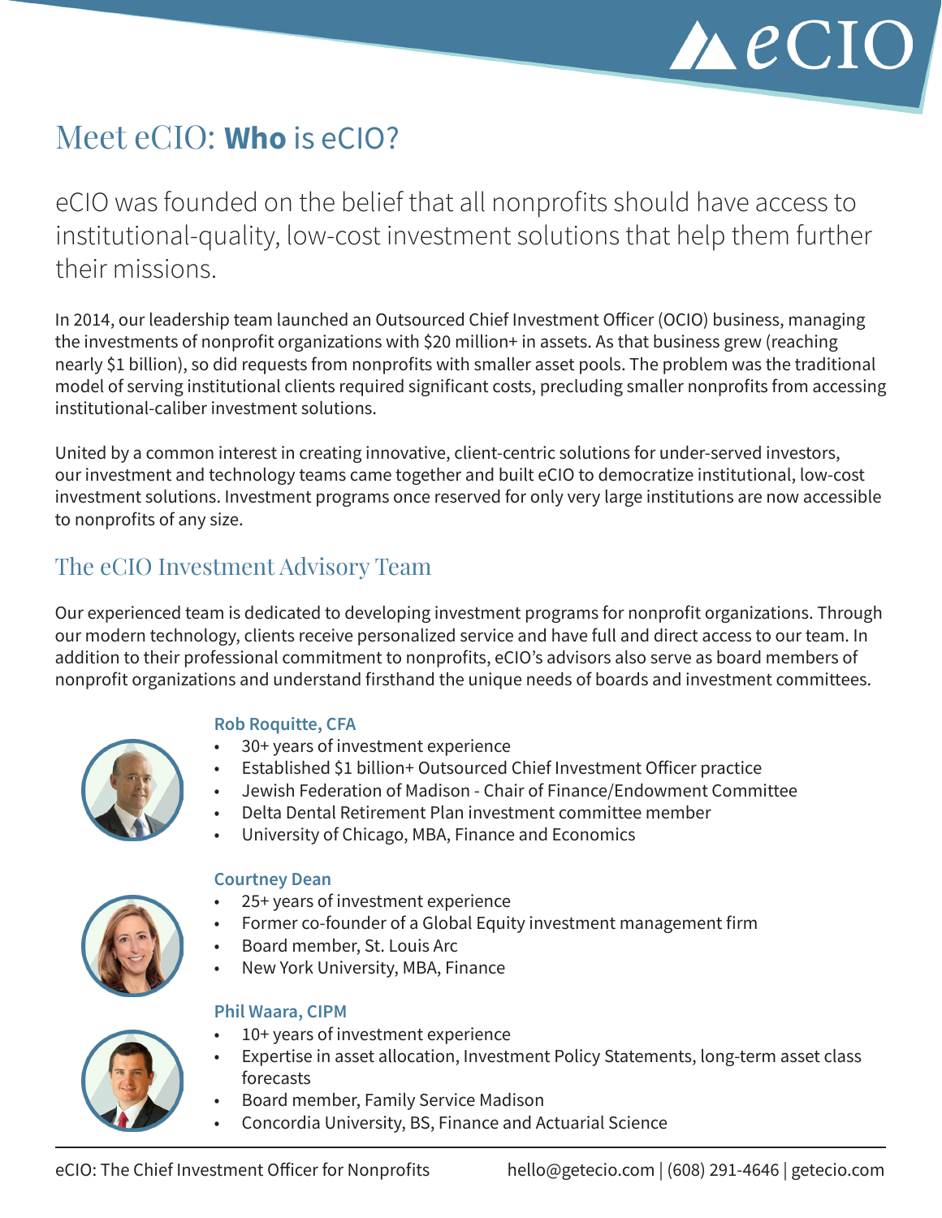# Meet eCIO: **Who** is eCIO?

eCIO was founded on the belief that all nonprofits should have access to institutional-quality, low-cost investment solutions that help them further their missions.

In 2014, our leadership team launched an Outsourced Chief Investment Officer (OCIO) business, managing the investments of nonprofit organizations with $20 million+ in assets. As that business grew (reaching nearly $1 billion), so did requests from nonprofits with smaller asset pools. The problem was the traditional model of serving institutional clients required significant costs, precluding smaller nonprofits from accessing institutional-caliber investment solutions.

United by a common interest in creating innovative, client-centric solutions for under-served investors, our investment and technology teams came together and built eCIO to democratize institutional, low-cost investment solutions. Investment programs once reserved for only very large institutions are now accessible to nonprofits of any size.

## The eCIO Investment Advisory Team

Our experienced team is dedicated to developing investment programs for nonprofit organizations. Through our modern technology, clients receive personalized service and have full and direct access to our team. In addition to their professional commitment to nonprofits, eCIO's advisors also serve as board members of nonprofit organizations and understand firsthand the unique needs of boards and investment committees.

### Rob Roquitte, CFA

- 30+ years of investment experience
- Established $1 billion+ Outsourced Chief Investment Officer practice
- Jewish Federation of Madison - Chair of Finance/Endowment Committee
- Delta Dental Retirement Plan investment committee member
- University of Chicago, MBA, Finance and Economics

### Courtney Dean

- 25+ years of investment experience
- Former co-founder of a Global Equity investment management firm
- Board member, St. Louis Arc
- New York University, MBA, Finance

### Phil Waara, CIPM

- 10+ years of investment experience
- Expertise in asset allocation, Investment Policy Statements, long-term asset class forecasts
- Board member, Family Service Madison
- Concordia University, BS, Finance and Actuarial Science

eCIO: The Chief Investment Officer for Nonprofits hello@getecio.com | (608) 291-4646 | getecio.com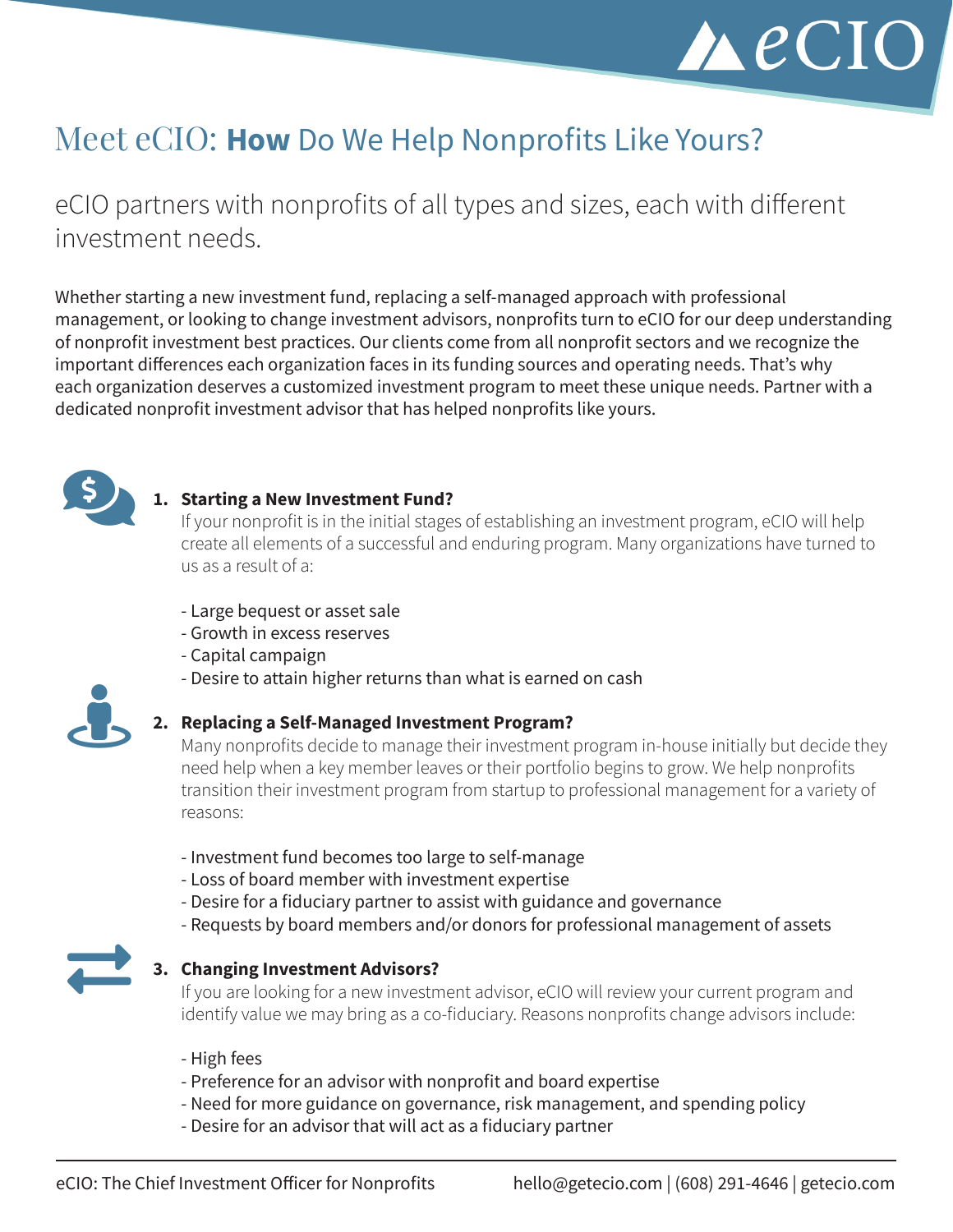# Meet eCIO: **How** Do We Help Nonprofits Like Yours?

eCIO partners with nonprofits of all types and sizes, each with different investment needs.

Whether starting a new investment fund, replacing a self-managed approach with professional management, or looking to change investment advisors, nonprofits turn to eCIO for our deep understanding of nonprofit investment best practices. Our clients come from all nonprofit sectors and we recognize the important differences each organization faces in its funding sources and operating needs. That's why each organization deserves a customized investment program to meet these unique needs. Partner with a dedicated nonprofit investment advisor that has helped nonprofits like yours.

1. **Starting a New Investment Fund?**
   If your nonprofit is in the initial stages of establishing an investment program, eCIO will help create all elements of a successful and enduring program. Many organizations have turned to us as a result of a:

   - Large bequest or asset sale
   - Growth in excess reserves
   - Capital campaign
   - Desire to attain higher returns than what is earned on cash

2. **Replacing a Self-Managed Investment Program?**
   Many nonprofits decide to manage their investment program in-house initially but decide they need help when a key member leaves or their portfolio begins to grow. We help nonprofits transition their investment program from startup to professional management for a variety of reasons:

   - Investment fund becomes too large to self-manage
   - Loss of board member with investment expertise
   - Desire for a fiduciary partner to assist with guidance and governance
   - Requests by board members and/or donors for professional management of assets

3. **Changing Investment Advisors?**
   If you are looking for a new investment advisor, eCIO will review your current program and identify value we may bring as a co-fiduciary. Reasons nonprofits change advisors include:

   - High fees
   - Preference for an advisor with nonprofit and board expertise
   - Need for more guidance on governance, risk management, and spending policy
   - Desire for an advisor that will act as a fiduciary partner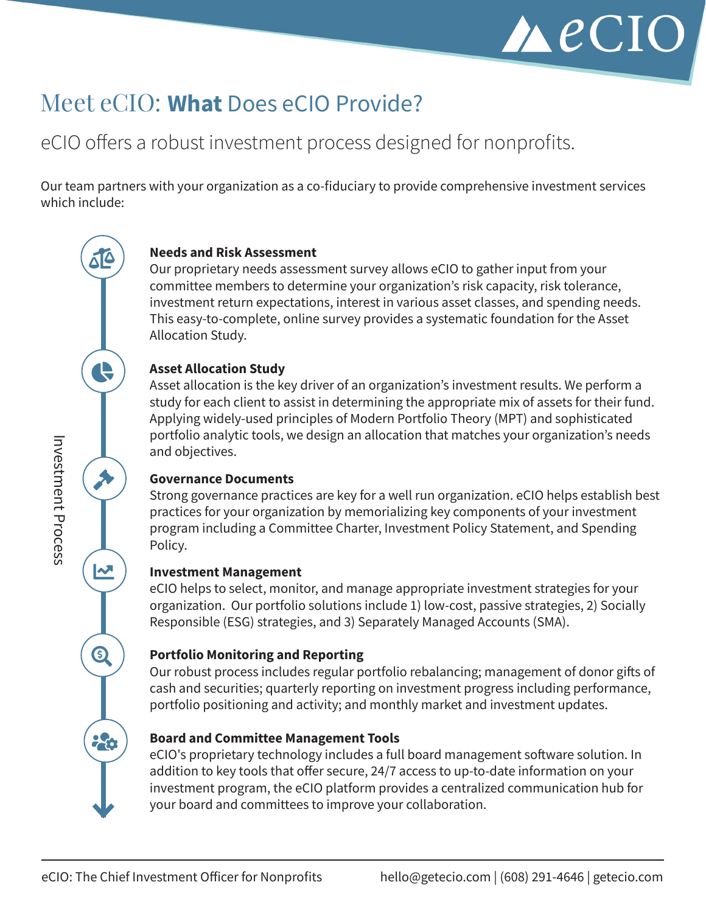# Meet eCIO: **What** Does eCIO Provide?

## eCIO offers a robust investment process designed for nonprofits.

Our team partners with your organization as a co-fiduciary to provide comprehensive investment services which include:

Investment Process

**Needs and Risk Assessment**
Our proprietary needs assessment survey allows eCIO to gather input from your committee members to determine your organization's risk capacity, risk tolerance, investment return expectations, interest in various asset classes, and spending needs. This easy-to-complete, online survey provides a systematic foundation for the Asset Allocation Study.

**Asset Allocation Study**
Asset allocation is the key driver of an organization's investment results. We perform a study for each client to assist in determining the appropriate mix of assets for their fund. Applying widely-used principles of Modern Portfolio Theory (MPT) and sophisticated portfolio analytic tools, we design an allocation that matches your organization's needs and objectives.

**Governance Documents**
Strong governance practices are key for a well run organization. eCIO helps establish best practices for your organization by memorializing key components of your investment program including a Committee Charter, Investment Policy Statement, and Spending Policy.

**Investment Management**
eCIO helps to select, monitor, and manage appropriate investment strategies for your organization. Our portfolio solutions include 1) low-cost, passive strategies, 2) Socially Responsible (ESG) strategies, and 3) Separately Managed Accounts (SMA).

**Portfolio Monitoring and Reporting**
Our robust process includes regular portfolio rebalancing; management of donor gifts of cash and securities; quarterly reporting on investment progress including performance, portfolio positioning and activity; and monthly market and investment updates.

**Board and Committee Management Tools**
eCIO's proprietary technology includes a full board management software solution. In addition to key tools that offer secure, 24/7 access to up-to-date information on your investment program, the eCIO platform provides a centralized communication hub for your board and committees to improve your collaboration.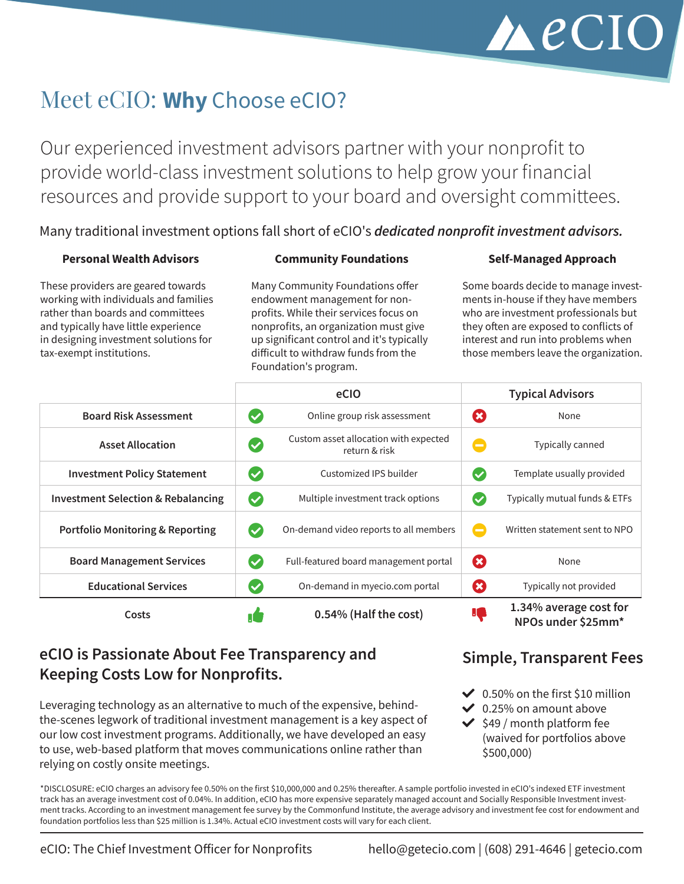# Meet eCIO: **Why** Choose eCIO?

Our experienced investment advisors partner with your nonprofit to provide world-class investment solutions to help grow your financial resources and provide support to your board and oversight committees.

Many traditional investment options fall short of eCIO's ***dedicated nonprofit investment advisors.***

### Personal Wealth Advisors

These providers are geared towards working with individuals and families rather than boards and committees and typically have little experience in designing investment solutions for tax-exempt institutions.

### Community Foundations

Many Community Foundations offer endowment management for non-profits. While their services focus on nonprofits, an organization must give up significant control and it's typically difficult to withdraw funds from the Foundation's program.

### Self-Managed Approach

Some boards decide to manage investments in-house if they have members who are investment professionals but they often are exposed to conflicts of interest and run into problems when those members leave the organization.

| | eCIO | Typical Advisors |
|---|---|---|
| **Board Risk Assessment** | ✔ Online group risk assessment | ✖ None |
| **Asset Allocation** | ✔ Custom asset allocation with expected return & risk | ➖ Typically canned |
| **Investment Policy Statement** | ✔ Customized IPS builder | ✔ Template usually provided |
| **Investment Selection & Rebalancing** | ✔ Multiple investment track options | ✔ Typically mutual funds & ETFs |
| **Portfolio Monitoring & Reporting** | ✔ On-demand video reports to all members | ➖ Written statement sent to NPO |
| **Board Management Services** | ✔ Full-featured board management portal | ✖ None |
| **Educational Services** | ✔ On-demand in myecio.com portal | ✖ Typically not provided |
| Costs | 👍 **0.54% (Half the cost)** | 👎 **1.34% average cost for NPOs under $25mm*** |

## eCIO is Passionate About Fee Transparency and Keeping Costs Low for Nonprofits.

Leveraging technology as an alternative to much of the expensive, behind-the-scenes legwork of traditional investment management is a key aspect of our low cost investment programs. Additionally, we have developed an easy to use, web-based platform that moves communications online rather than relying on costly onsite meetings.

## Simple, Transparent Fees

- ✔ 0.50% on the first $10 million
- ✔ 0.25% on amount above
- ✔ $49 / month platform fee (waived for portfolios above $500,000)

*DISCLOSURE: eCIO charges an advisory fee 0.50% on the first $10,000,000 and 0.25% thereafter. A sample portfolio invested in eCIO's indexed ETF investment track has an average investment cost of 0.04%. In addition, eCIO has more expensive separately managed account and Socially Responsible Investment investment tracks. According to an investment management fee survey by the Commonfund Institute, the average advisory and investment fee cost for endowment and foundation portfolios less than $25 million is 1.34%. Actual eCIO investment costs will vary for each client.

eCIO: The Chief Investment Officer for Nonprofits | hello@getecio.com | (608) 291-4646 | getecio.com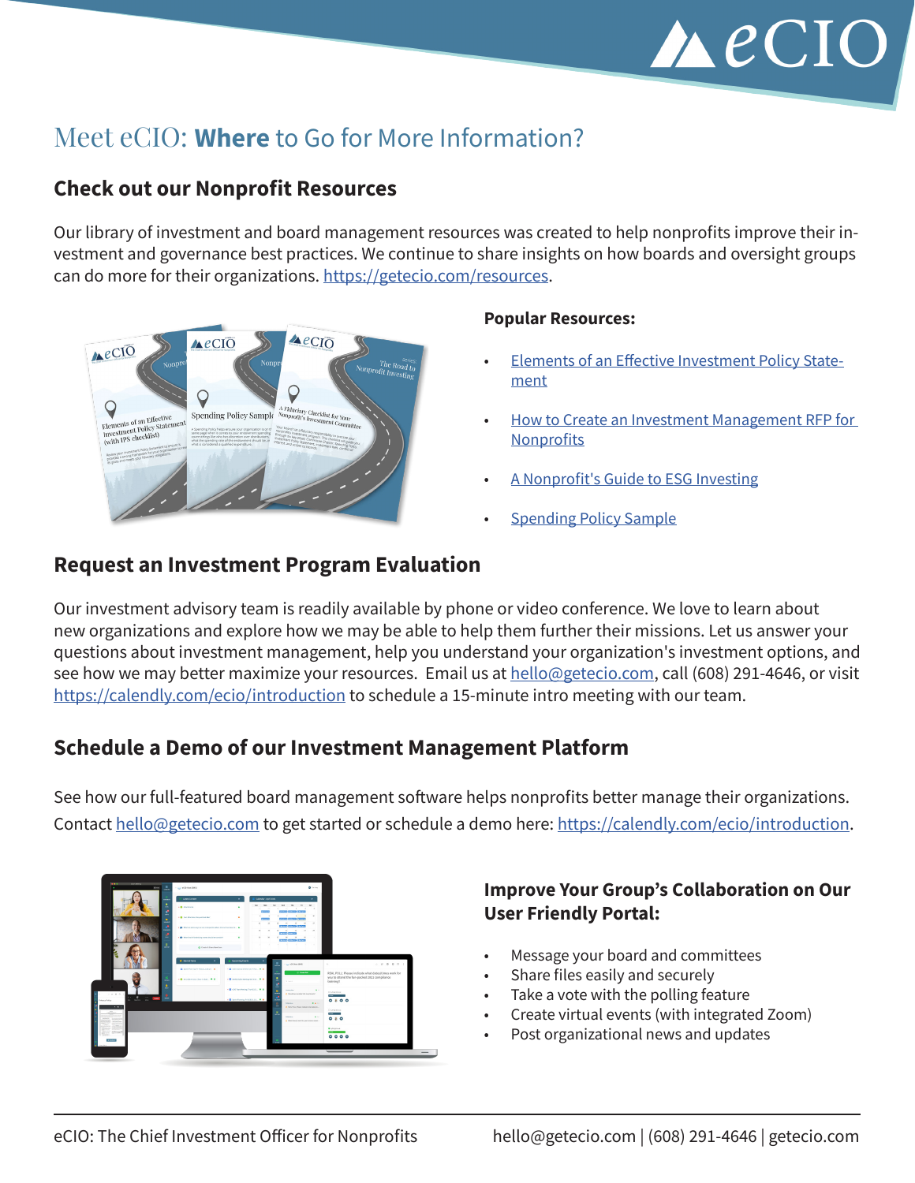# Meet eCIO: **Where** to Go for More Information?

## Check out our Nonprofit Resources

Our library of investment and board management resources was created to help nonprofits improve their investment and governance best practices. We continue to share insights on how boards and oversight groups can do more for their organizations. https://getecio.com/resources.

**Popular Resources:**

- Elements of an Effective Investment Policy Statement
- How to Create an Investment Management RFP for Nonprofits
- A Nonprofit's Guide to ESG Investing
- Spending Policy Sample

## Request an Investment Program Evaluation

Our investment advisory team is readily available by phone or video conference. We love to learn about new organizations and explore how we may be able to help them further their missions. Let us answer your questions about investment management, help you understand your organization's investment options, and see how we may better maximize your resources. Email us at hello@getecio.com, call (608) 291-4646, or visit https://calendly.com/ecio/introduction to schedule a 15-minute intro meeting with our team.

## Schedule a Demo of our Investment Management Platform

See how our full-featured board management software helps nonprofits better manage their organizations. Contact hello@getecio.com to get started or schedule a demo here: https://calendly.com/ecio/introduction.

### Improve Your Group's Collaboration on Our User Friendly Portal:

- Message your board and committees
- Share files easily and securely
- Take a vote with the polling feature
- Create virtual events (with integrated Zoom)
- Post organizational news and updates

eCIO: The Chief Investment Officer for Nonprofits | hello@getecio.com | (608) 291-4646 | getecio.com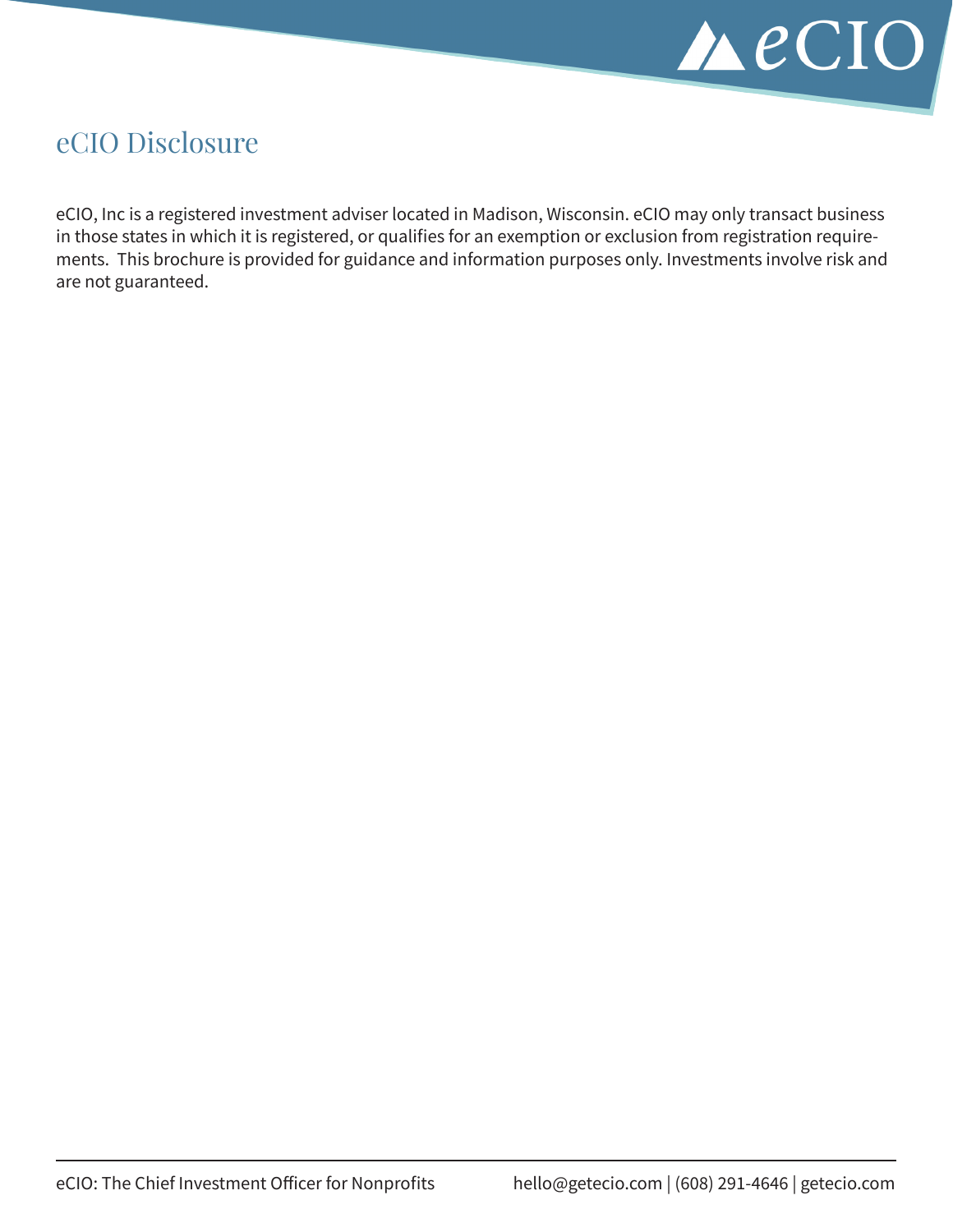# eCIO Disclosure

eCIO, Inc is a registered investment adviser located in Madison, Wisconsin. eCIO may only transact business in those states in which it is registered, or qualifies for an exemption or exclusion from registration requirements. This brochure is provided for guidance and information purposes only. Investments involve risk and are not guaranteed.